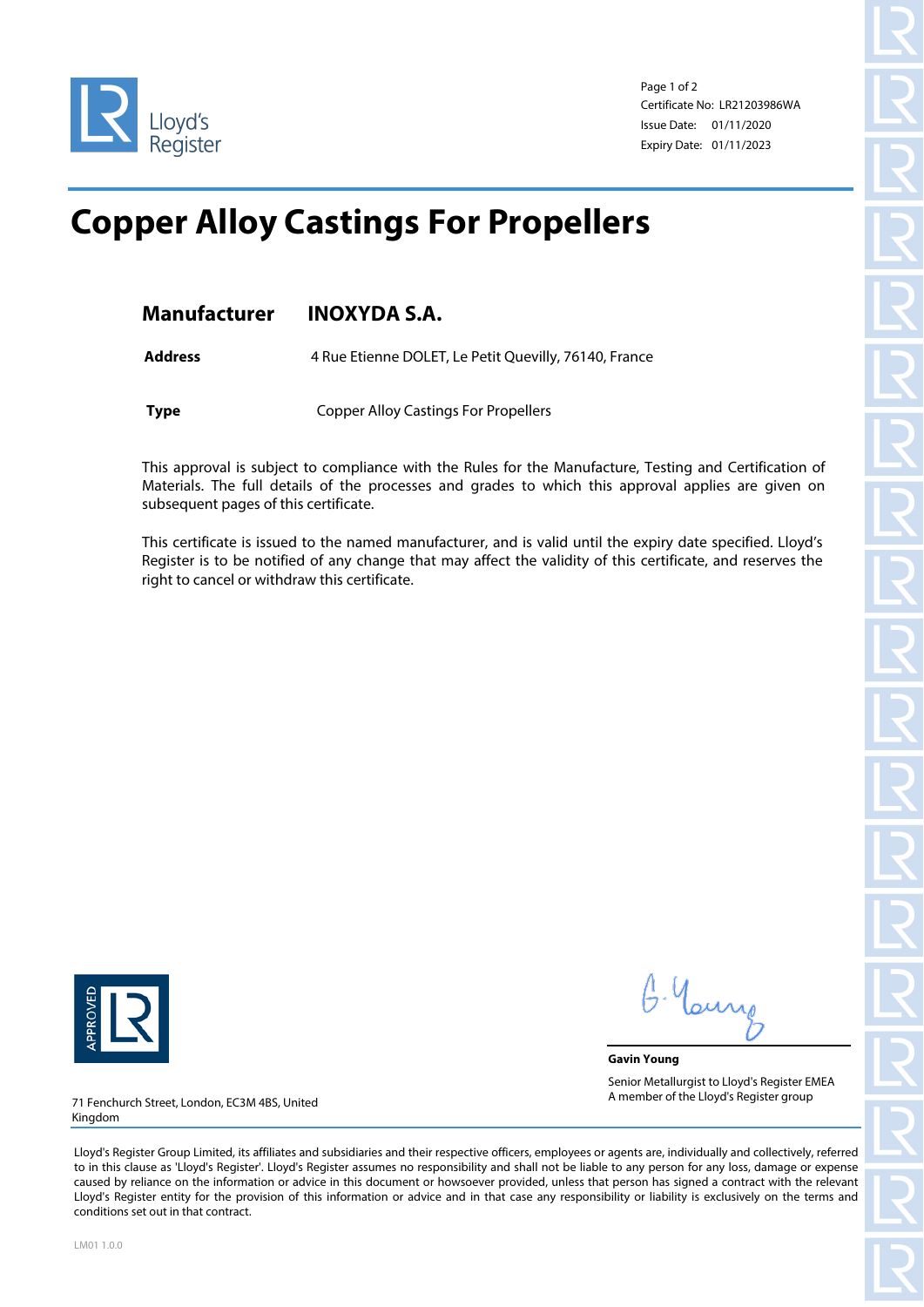Lloyd's Register

Certificate No: LR21203986WA
Issue Date: 01/11/2020
Expiry Date: 01/11/2023

# Copper Alloy Castings For Propellers

| | |
|---|---|
| **Manufacturer** | **INOXYDA S.A.** |
| **Address** | 4 Rue Etienne DOLET, Le Petit Quevilly, 76140, France |
| **Type** | Copper Alloy Castings For Propellers |

This approval is subject to compliance with the Rules for the Manufacture, Testing and Certification of Materials. The full details of the processes and grades to which this approval applies are given on subsequent pages of this certificate.

This certificate is issued to the named manufacturer, and is valid until the expiry date specified. Lloyd's Register is to be notified of any change that may affect the validity of this certificate, and reserves the right to cancel or withdraw this certificate.

APPROVED LR

G. Young

**Gavin Young**

Senior Metallurgist to Lloyd's Register EMEA
A member of the Lloyd's Register group

71 Fenchurch Street, London, EC3M 4BS, United Kingdom

Lloyd's Register Group Limited, its affiliates and subsidiaries and their respective officers, employees or agents are, individually and collectively, referred to in this clause as 'Lloyd's Register'. Lloyd's Register assumes no responsibility and shall not be liable to any person for any loss, damage or expense caused by reliance on the information or advice in this document or howsoever provided, unless that person has signed a contract with the relevant Lloyd's Register entity for the provision of this information or advice and in that case any responsibility or liability is exclusively on the terms and conditions set out in that contract.

LM01 1.0.0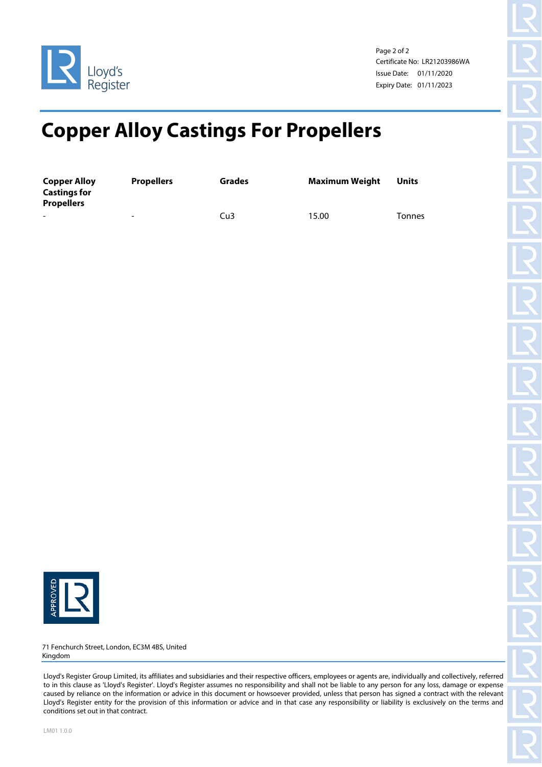Certificate No: LR21203986WA
Issue Date: 01/11/2020
Expiry Date: 01/11/2023

# Copper Alloy Castings For Propellers

| Copper Alloy Castings for Propellers | Propellers | Grades | Maximum Weight | Units |
|---|---|---|---|---|
| - | - | Cu3 | 15.00 | Tonnes |

71 Fenchurch Street, London, EC3M 4BS, United Kingdom

Lloyd's Register Group Limited, its affiliates and subsidiaries and their respective officers, employees or agents are, individually and collectively, referred to in this clause as 'Lloyd's Register'. Lloyd's Register assumes no responsibility and shall not be liable to any person for any loss, damage or expense caused by reliance on the information or advice in this document or howsoever provided, unless that person has signed a contract with the relevant Lloyd's Register entity for the provision of this information or advice and in that case any responsibility or liability is exclusively on the terms and conditions set out in that contract.

LM01 1.0.0